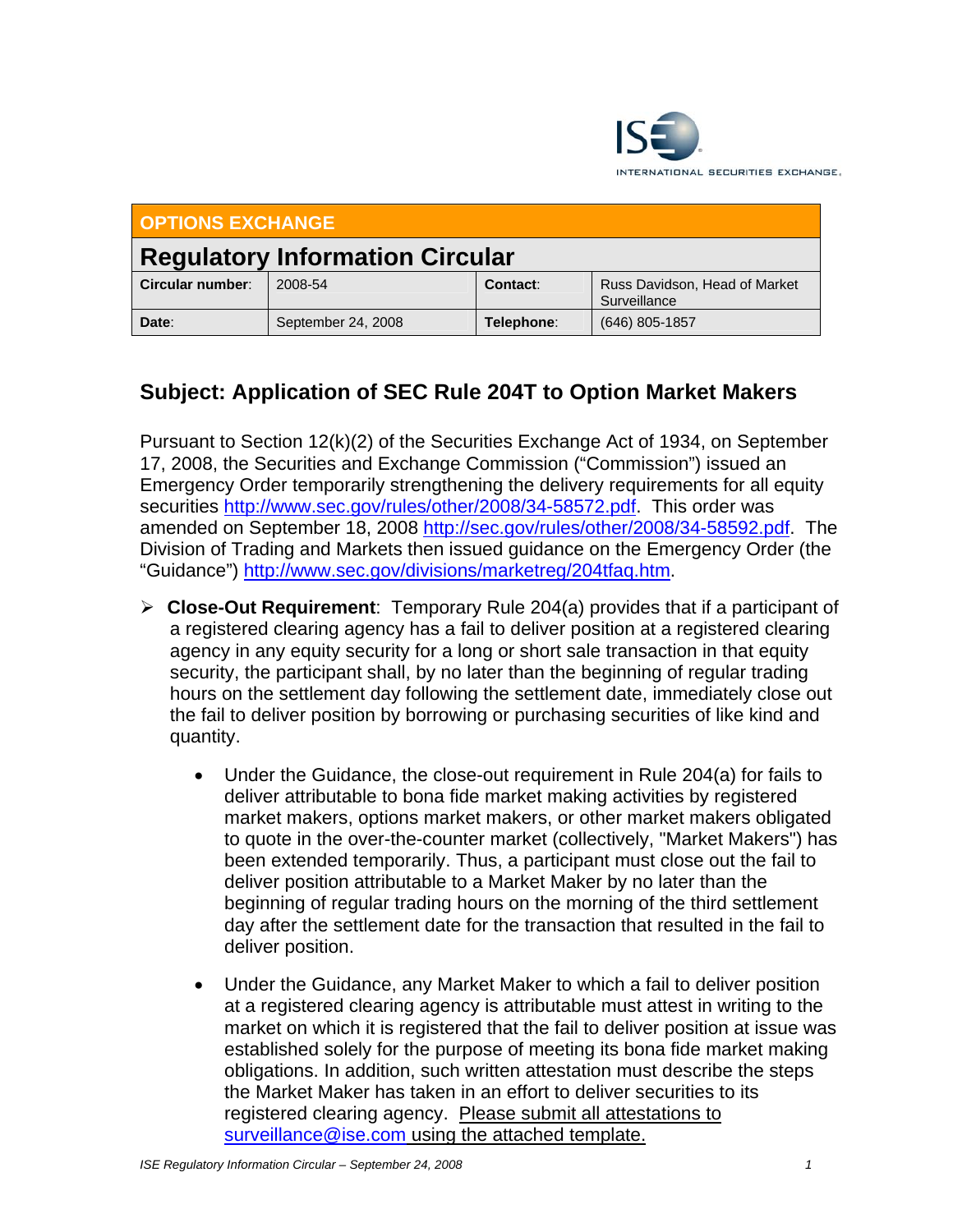ISE INTERNATIONAL SECURITIES EXCHANGE.

| OPTIONS EXCHANGE | | | |
|---|---|---|---|
| **Regulatory Information Circular** | | | |
| **Circular number**: | 2008-54 | **Contact**: | Russ Davidson, Head of Market Surveillance |
| **Date**: | September 24, 2008 | **Telephone**: | (646) 805-1857 |

## Subject: Application of SEC Rule 204T to Option Market Makers

Pursuant to Section 12(k)(2) of the Securities Exchange Act of 1934, on September 17, 2008, the Securities and Exchange Commission ("Commission") issued an Emergency Order temporarily strengthening the delivery requirements for all equity securities http://www.sec.gov/rules/other/2008/34-58572.pdf. This order was amended on September 18, 2008 http://sec.gov/rules/other/2008/34-58592.pdf. The Division of Trading and Markets then issued guidance on the Emergency Order (the "Guidance") http://www.sec.gov/divisions/marketreg/204tfaq.htm.

- **Close-Out Requirement**: Temporary Rule 204(a) provides that if a participant of a registered clearing agency has a fail to deliver position at a registered clearing agency in any equity security for a long or short sale transaction in that equity security, the participant shall, by no later than the beginning of regular trading hours on the settlement day following the settlement date, immediately close out the fail to deliver position by borrowing or purchasing securities of like kind and quantity.

  - Under the Guidance, the close-out requirement in Rule 204(a) for fails to deliver attributable to bona fide market making activities by registered market makers, options market makers, or other market makers obligated to quote in the over-the-counter market (collectively, "Market Makers") has been extended temporarily. Thus, a participant must close out the fail to deliver position attributable to a Market Maker by no later than the beginning of regular trading hours on the morning of the third settlement day after the settlement date for the transaction that resulted in the fail to deliver position.

  - Under the Guidance, any Market Maker to which a fail to deliver position at a registered clearing agency is attributable must attest in writing to the market on which it is registered that the fail to deliver position at issue was established solely for the purpose of meeting its bona fide market making obligations. In addition, such written attestation must describe the steps the Market Maker has taken in an effort to deliver securities to its registered clearing agency. Please submit all attestations to surveillance@ise.com using the attached template.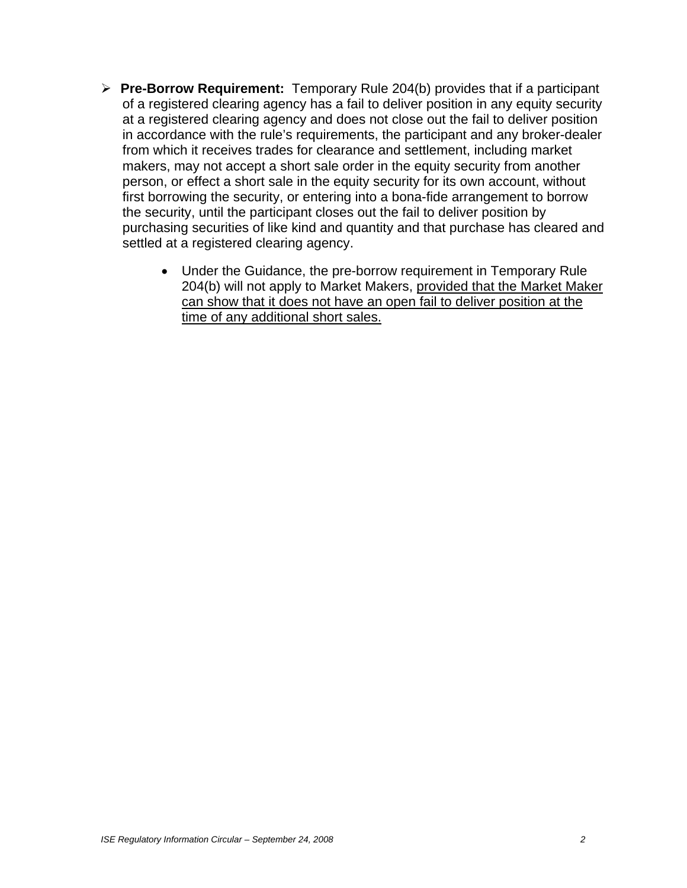- **Pre-Borrow Requirement:** Temporary Rule 204(b) provides that if a participant of a registered clearing agency has a fail to deliver position in any equity security at a registered clearing agency and does not close out the fail to deliver position in accordance with the rule's requirements, the participant and any broker-dealer from which it receives trades for clearance and settlement, including market makers, may not accept a short sale order in the equity security from another person, or effect a short sale in the equity security for its own account, without first borrowing the security, or entering into a bona-fide arrangement to borrow the security, until the participant closes out the fail to deliver position by purchasing securities of like kind and quantity and that purchase has cleared and settled at a registered clearing agency.

    - Under the Guidance, the pre-borrow requirement in Temporary Rule 204(b) will not apply to Market Makers, <u>provided that the Market Maker can show that it does not have an open fail to deliver position at the time of any additional short sales.</u>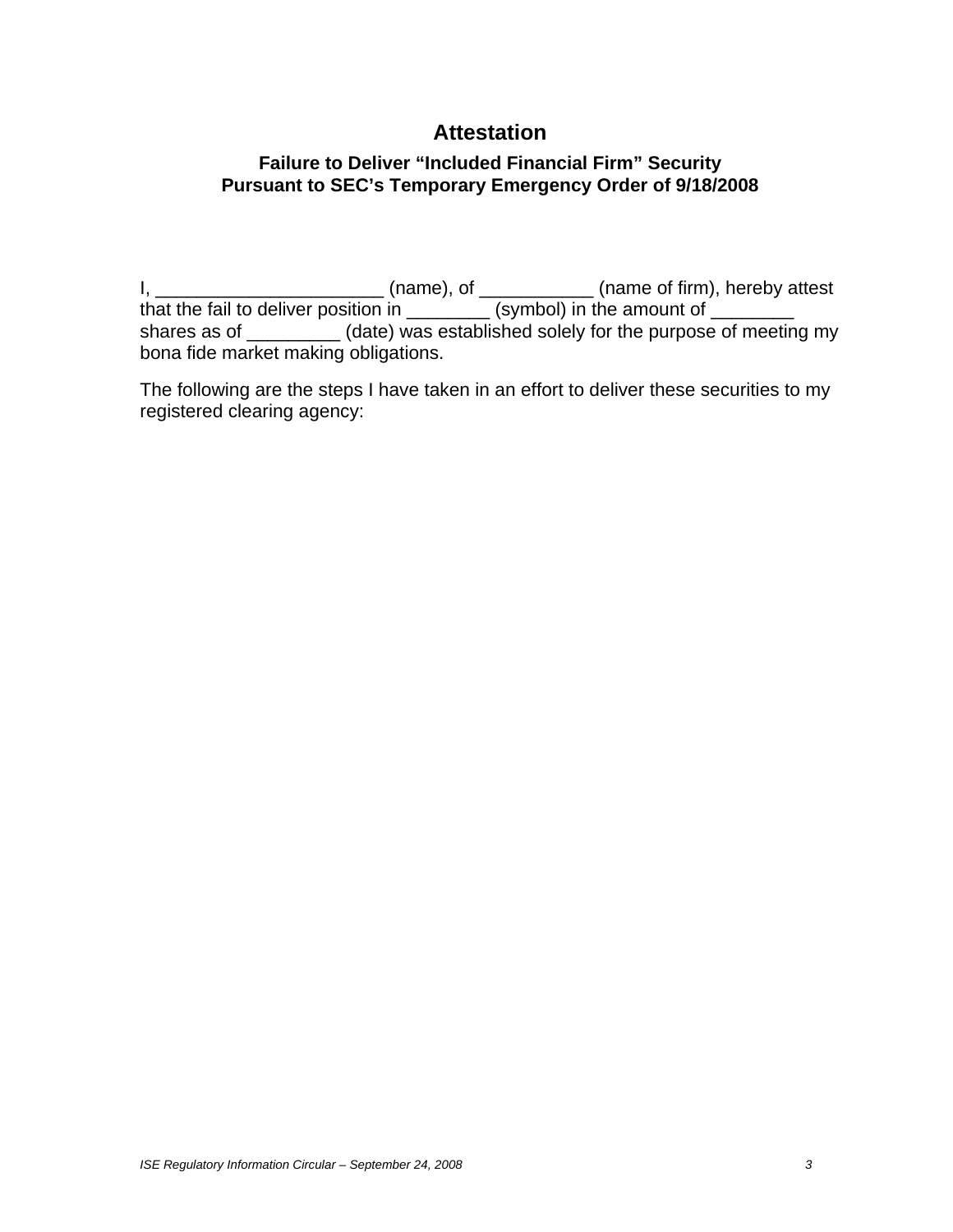# Attestation

## Failure to Deliver "Included Financial Firm" Security
## Pursuant to SEC's Temporary Emergency Order of 9/18/2008

I, ______________________ (name), of ___________ (name of firm), hereby attest that the fail to deliver position in ________ (symbol) in the amount of ________ shares as of _________ (date) was established solely for the purpose of meeting my bona fide market making obligations.

The following are the steps I have taken in an effort to deliver these securities to my registered clearing agency: